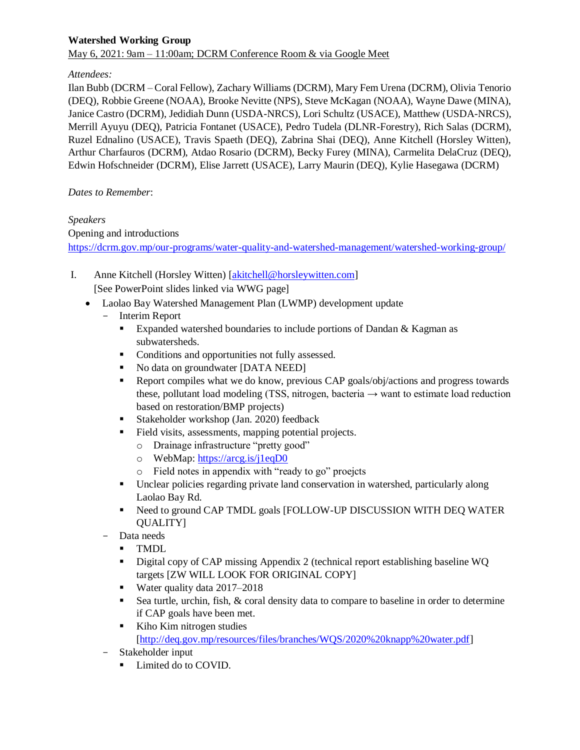**Watershed Working Group**

May 6, 2021: 9am – 11:00am; DCRM Conference Room & via Google Meet

*Attendees:*

Ilan Bubb (DCRM – Coral Fellow), Zachary Williams (DCRM), Mary Fem Urena (DCRM), Olivia Tenorio (DEQ), Robbie Greene (NOAA), Brooke Nevitte (NPS), Steve McKagan (NOAA), Wayne Dawe (MINA), Janice Castro (DCRM), Jedidiah Dunn (USDA-NRCS), Lori Schultz (USACE), Matthew (USDA-NRCS), Merrill Ayuyu (DEQ), Patricia Fontanet (USACE), Pedro Tudela (DLNR-Forestry), Rich Salas (DCRM), Ruzel Ednalino (USACE), Travis Spaeth (DEQ), Zabrina Shai (DEQ), Anne Kitchell (Horsley Witten), Arthur Charfauros (DCRM), Atdao Rosario (DCRM), Becky Furey (MINA), Carmelita DelaCruz (DEQ), Edwin Hofschneider (DCRM), Elise Jarrett (USACE), Larry Maurin (DEQ), Kylie Hasegawa (DCRM)

*Dates to Remember*:

*Speakers*

Opening and introductions

https://dcrm.gov.mp/our-programs/water-quality-and-watershed-management/watershed-working-group/

I. Anne Kitchell (Horsley Witten) [akitchell@horsleywitten.com]
   [See PowerPoint slides linked via WWG page]
   - Laolao Bay Watershed Management Plan (LWMP) development update
     - Interim Report
       - Expanded watershed boundaries to include portions of Dandan & Kagman as subwatersheds.
       - Conditions and opportunities not fully assessed.
       - No data on groundwater [DATA NEED]
       - Report compiles what we do know, previous CAP goals/obj/actions and progress towards these, pollutant load modeling (TSS, nitrogen, bacteria → want to estimate load reduction based on restoration/BMP projects)
       - Stakeholder workshop (Jan. 2020) feedback
       - Field visits, assessments, mapping potential projects.
         - Drainage infrastructure "pretty good"
         - WebMap: https://arcg.is/j1eqD0
         - Field notes in appendix with "ready to go" proejcts
       - Unclear policies regarding private land conservation in watershed, particularly along Laolao Bay Rd.
       - Need to ground CAP TMDL goals [FOLLOW-UP DISCUSSION WITH DEQ WATER QUALITY]
     - Data needs
       - TMDL
       - Digital copy of CAP missing Appendix 2 (technical report establishing baseline WQ targets [ZW WILL LOOK FOR ORIGINAL COPY]
       - Water quality data 2017–2018
       - Sea turtle, urchin, fish, & coral density data to compare to baseline in order to determine if CAP goals have been met.
       - Kiho Kim nitrogen studies [http://deq.gov.mp/resources/files/branches/WQS/2020%20knapp%20water.pdf]
     - Stakeholder input
       - Limited do to COVID.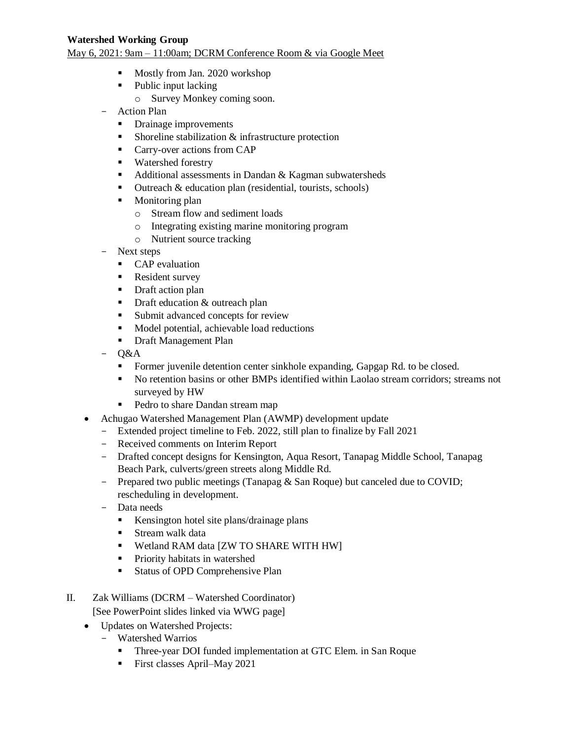**Watershed Working Group**

May 6, 2021: 9am – 11:00am; DCRM Conference Room & via Google Meet

- Mostly from Jan. 2020 workshop
- Public input lacking
  - Survey Monkey coming soon.
- Action Plan
  - Drainage improvements
  - Shoreline stabilization & infrastructure protection
  - Carry-over actions from CAP
  - Watershed forestry
  - Additional assessments in Dandan & Kagman subwatersheds
  - Outreach & education plan (residential, tourists, schools)
  - Monitoring plan
    - Stream flow and sediment loads
    - Integrating existing marine monitoring program
    - Nutrient source tracking
- Next steps
  - CAP evaluation
  - Resident survey
  - Draft action plan
  - Draft education & outreach plan
  - Submit advanced concepts for review
  - Model potential, achievable load reductions
  - Draft Management Plan
- Q&A
  - Former juvenile detention center sinkhole expanding, Gapgap Rd. to be closed.
  - No retention basins or other BMPs identified within Laolao stream corridors; streams not surveyed by HW
  - Pedro to share Dandan stream map

- Achugao Watershed Management Plan (AWMP) development update
  - Extended project timeline to Feb. 2022, still plan to finalize by Fall 2021
  - Received comments on Interim Report
  - Drafted concept designs for Kensington, Aqua Resort, Tanapag Middle School, Tanapag Beach Park, culverts/green streets along Middle Rd.
  - Prepared two public meetings (Tanapag & San Roque) but canceled due to COVID; rescheduling in development.
  - Data needs
    - Kensington hotel site plans/drainage plans
    - Stream walk data
    - Wetland RAM data [ZW TO SHARE WITH HW]
    - Priority habitats in watershed
    - Status of OPD Comprehensive Plan

II. Zak Williams (DCRM – Watershed Coordinator)
[See PowerPoint slides linked via WWG page]

- Updates on Watershed Projects:
  - Watershed Warrios
    - Three-year DOI funded implementation at GTC Elem. in San Roque
    - First classes April–May 2021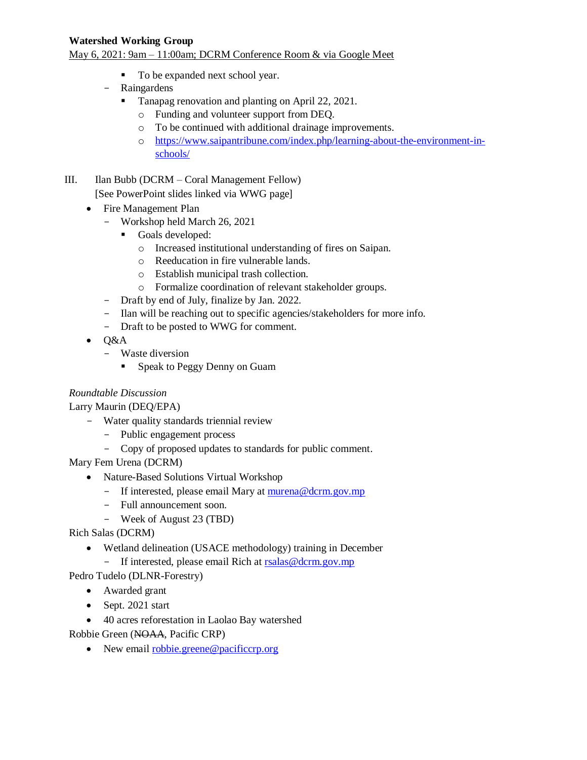**Watershed Working Group**

May 6, 2021: 9am – 11:00am; DCRM Conference Room & via Google Meet

        - To be expanded next school year.
    - Raingardens
        - Tanapag renovation and planting on April 22, 2021.
            - Funding and volunteer support from DEQ.
            - To be continued with additional drainage improvements.
            - https://www.saipantribune.com/index.php/learning-about-the-environment-in-schools/

III. Ilan Bubb (DCRM – Coral Management Fellow)
[See PowerPoint slides linked via WWG page]

- Fire Management Plan
    - Workshop held March 26, 2021
        - Goals developed:
            - Increased institutional understanding of fires on Saipan.
            - Reeducation in fire vulnerable lands.
            - Establish municipal trash collection.
            - Formalize coordination of relevant stakeholder groups.
    - Draft by end of July, finalize by Jan. 2022.
    - Ilan will be reaching out to specific agencies/stakeholders for more info.
    - Draft to be posted to WWG for comment.
- Q&A
    - Waste diversion
        - Speak to Peggy Denny on Guam

*Roundtable Discussion*

Larry Maurin (DEQ/EPA)

- Water quality standards triennial review
    - Public engagement process
    - Copy of proposed updates to standards for public comment.

Mary Fem Urena (DCRM)

- Nature-Based Solutions Virtual Workshop
    - If interested, please email Mary at murena@dcrm.gov.mp
    - Full announcement soon.
    - Week of August 23 (TBD)

Rich Salas (DCRM)

- Wetland delineation (USACE methodology) training in December
    - If interested, please email Rich at rsalas@dcrm.gov.mp

Pedro Tudelo (DLNR-Forestry)

- Awarded grant
- Sept. 2021 start
- 40 acres reforestation in Laolao Bay watershed

Robbie Green (~~NOAA~~, Pacific CRP)

- New email robbie.greene@pacificcrp.org